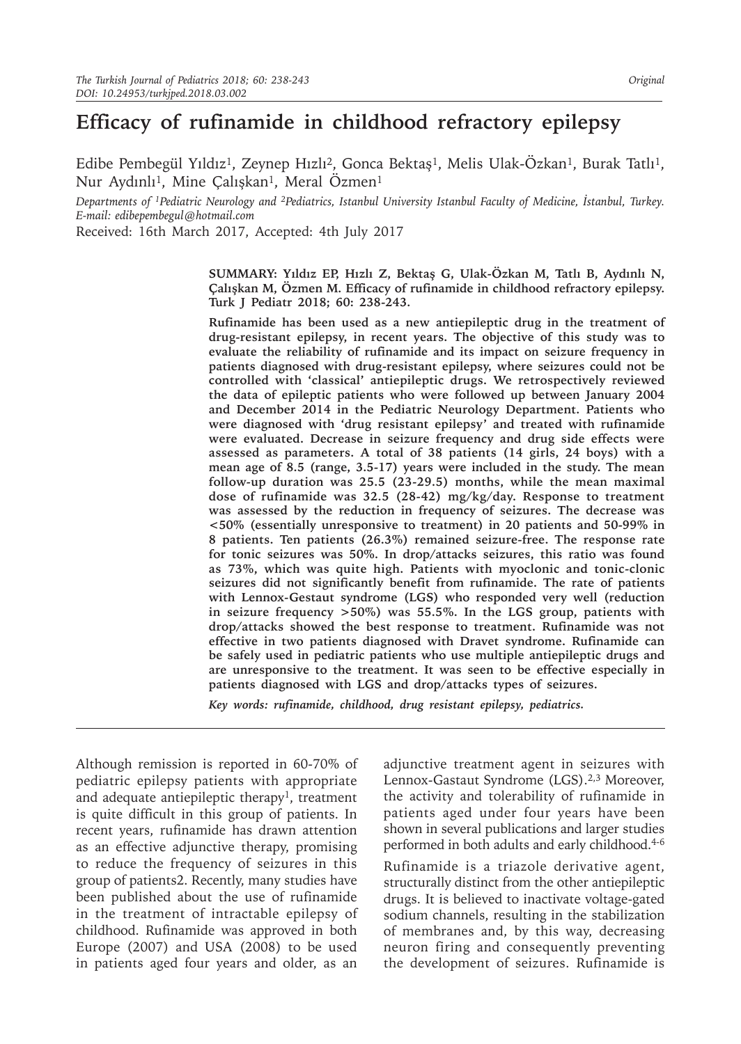# Efficacy of rufinamide in childhood refractory epilepsy

Edibe Pembegül Yıldız[1], Zeynep Hızlı[2], Gonca Bektaş[1], Melis Ulak-Özkan[1], Burak Tatlı[1], Nur Aydınlı[1], Mine Çalışkan[1], Meral Özmen[1]

*Departments of [1]Pediatric Neurology and [2]Pediatrics, Istanbul University Istanbul Faculty of Medicine, İstanbul, Turkey. E-mail: edibepembegul@hotmail.com*

Received: 16th March 2017, Accepted: 4th July 2017

**SUMMARY: Yıldız EP, Hızlı Z, Bektaş G, Ulak-Özkan M, Tatlı B, Aydınlı N, Çalışkan M, Özmen M. Efficacy of rufinamide in childhood refractory epilepsy. Turk J Pediatr 2018; 60: 238-243.**

**Rufinamide has been used as a new antiepileptic drug in the treatment of drug-resistant epilepsy, in recent years. The objective of this study was to evaluate the reliability of rufinamide and its impact on seizure frequency in patients diagnosed with drug-resistant epilepsy, where seizures could not be controlled with 'classical' antiepileptic drugs. We retrospectively reviewed the data of epileptic patients who were followed up between January 2004 and December 2014 in the Pediatric Neurology Department. Patients who were diagnosed with 'drug resistant epilepsy' and treated with rufinamide were evaluated. Decrease in seizure frequency and drug side effects were assessed as parameters. A total of 38 patients (14 girls, 24 boys) with a mean age of 8.5 (range, 3.5-17) years were included in the study. The mean follow-up duration was 25.5 (23-29.5) months, while the mean maximal dose of rufinamide was 32.5 (28-42) mg/kg/day. Response to treatment was assessed by the reduction in frequency of seizures. The decrease was <50% (essentially unresponsive to treatment) in 20 patients and 50-99% in 8 patients. Ten patients (26.3%) remained seizure-free. The response rate for tonic seizures was 50%. In drop/attacks seizures, this ratio was found as 73%, which was quite high. Patients with myoclonic and tonic-clonic seizures did not significantly benefit from rufinamide. The rate of patients with Lennox-Gestaut syndrome (LGS) who responded very well (reduction in seizure frequency >50%) was 55.5%. In the LGS group, patients with drop/attacks showed the best response to treatment. Rufinamide was not effective in two patients diagnosed with Dravet syndrome. Rufinamide can be safely used in pediatric patients who use multiple antiepileptic drugs and are unresponsive to the treatment. It was seen to be effective especially in patients diagnosed with LGS and drop/attacks types of seizures.**

*Key words: rufinamide, childhood, drug resistant epilepsy, pediatrics.*

Although remission is reported in 60-70% of pediatric epilepsy patients with appropriate and adequate antiepileptic therapy[1], treatment is quite difficult in this group of patients. In recent years, rufinamide has drawn attention as an effective adjunctive therapy, promising to reduce the frequency of seizures in this group of patients2. Recently, many studies have been published about the use of rufinamide in the treatment of intractable epilepsy of childhood. Rufinamide was approved in both Europe (2007) and USA (2008) to be used in patients aged four years and older, as an adjunctive treatment agent in seizures with Lennox-Gastaut Syndrome (LGS).[2,3] Moreover, the activity and tolerability of rufinamide in patients aged under four years have been shown in several publications and larger studies performed in both adults and early childhood.[4-6]

Rufinamide is a triazole derivative agent, structurally distinct from the other antiepileptic drugs. It is believed to inactivate voltage-gated sodium channels, resulting in the stabilization of membranes and, by this way, decreasing neuron firing and consequently preventing the development of seizures. Rufinamide is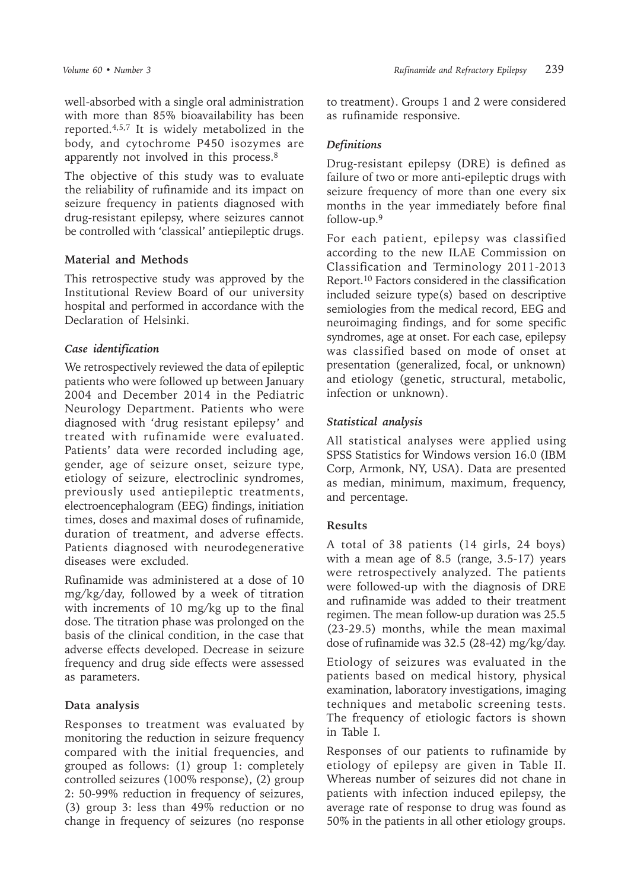well-absorbed with a single oral administration with more than 85% bioavailability has been reported.[4,5,7] It is widely metabolized in the body, and cytochrome P450 isozymes are apparently not involved in this process.[8]

The objective of this study was to evaluate the reliability of rufinamide and its impact on seizure frequency in patients diagnosed with drug-resistant epilepsy, where seizures cannot be controlled with 'classical' antiepileptic drugs.

## Material and Methods

This retrospective study was approved by the Institutional Review Board of our university hospital and performed in accordance with the Declaration of Helsinki.

### *Case identification*

We retrospectively reviewed the data of epileptic patients who were followed up between January 2004 and December 2014 in the Pediatric Neurology Department. Patients who were diagnosed with 'drug resistant epilepsy' and treated with rufinamide were evaluated. Patients' data were recorded including age, gender, age of seizure onset, seizure type, etiology of seizure, electroclinic syndromes, previously used antiepileptic treatments, electroencephalogram (EEG) findings, initiation times, doses and maximal doses of rufinamide, duration of treatment, and adverse effects. Patients diagnosed with neurodegenerative diseases were excluded.

Rufinamide was administered at a dose of 10 mg/kg/day, followed by a week of titration with increments of 10 mg/kg up to the final dose. The titration phase was prolonged on the basis of the clinical condition, in the case that adverse effects developed. Decrease in seizure frequency and drug side effects were assessed as parameters.

## Data analysis

Responses to treatment was evaluated by monitoring the reduction in seizure frequency compared with the initial frequencies, and grouped as follows: (1) group 1: completely controlled seizures (100% response), (2) group 2: 50-99% reduction in frequency of seizures, (3) group 3: less than 49% reduction or no change in frequency of seizures (no response to treatment). Groups 1 and 2 were considered as rufinamide responsive.

### *Definitions*

Drug-resistant epilepsy (DRE) is defined as failure of two or more anti-epileptic drugs with seizure frequency of more than one every six months in the year immediately before final follow-up.[9]

For each patient, epilepsy was classified according to the new ILAE Commission on Classification and Terminology 2011-2013 Report.[10] Factors considered in the classification included seizure type(s) based on descriptive semiologies from the medical record, EEG and neuroimaging findings, and for some specific syndromes, age at onset. For each case, epilepsy was classified based on mode of onset at presentation (generalized, focal, or unknown) and etiology (genetic, structural, metabolic, infection or unknown).

### *Statistical analysis*

All statistical analyses were applied using SPSS Statistics for Windows version 16.0 (IBM Corp, Armonk, NY, USA). Data are presented as median, minimum, maximum, frequency, and percentage.

## Results

A total of 38 patients (14 girls, 24 boys) with a mean age of 8.5 (range, 3.5-17) years were retrospectively analyzed. The patients were followed-up with the diagnosis of DRE and rufinamide was added to their treatment regimen. The mean follow-up duration was 25.5 (23-29.5) months, while the mean maximal dose of rufinamide was 32.5 (28-42) mg/kg/day.

Etiology of seizures was evaluated in the patients based on medical history, physical examination, laboratory investigations, imaging techniques and metabolic screening tests. The frequency of etiologic factors is shown in Table I.

Responses of our patients to rufinamide by etiology of epilepsy are given in Table II. Whereas number of seizures did not chane in patients with infection induced epilepsy, the average rate of response to drug was found as 50% in the patients in all other etiology groups.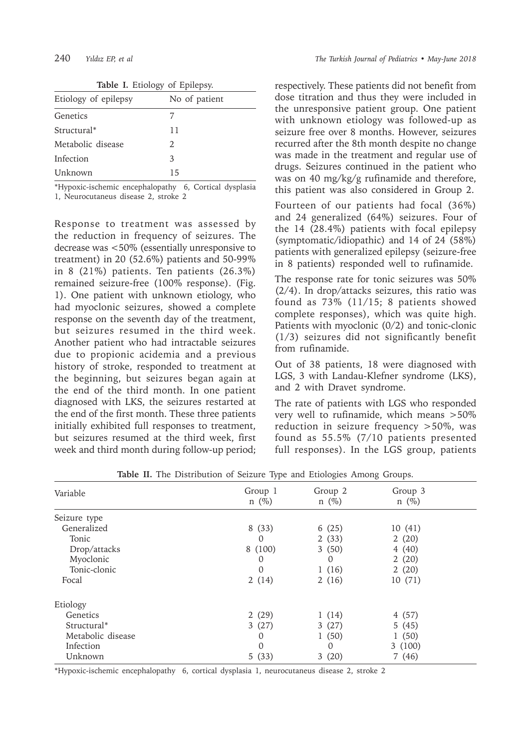**Table I.** Etiology of Epilepsy.

| Etiology of epilepsy | No of patient |
|---|---|
| Genetics | 7 |
| Structural* | 11 |
| Metabolic disease | 2 |
| Infection | 3 |
| Unknown | 15 |

*Hypoxic-ischemic encephalopathy 6, Cortical dysplasia 1, Neurocutaneus disease 2, stroke 2

Response to treatment was assessed by the reduction in frequency of seizures. The decrease was <50% (essentially unresponsive to treatment) in 20 (52.6%) patients and 50-99% in 8 (21%) patients. Ten patients (26.3%) remained seizure-free (100% response). (Fig. 1). One patient with unknown etiology, who had myoclonic seizures, showed a complete response on the seventh day of the treatment, but seizures resumed in the third week. Another patient who had intractable seizures due to propionic acidemia and a previous history of stroke, responded to treatment at the beginning, but seizures began again at the end of the third month. In one patient diagnosed with LKS, the seizures restarted at the end of the first month. These three patients initially exhibited full responses to treatment, but seizures resumed at the third week, first week and third month during follow-up period; respectively. These patients did not benefit from dose titration and thus they were included in the unresponsive patient group. One patient with unknown etiology was followed-up as seizure free over 8 months. However, seizures recurred after the 8th month despite no change was made in the treatment and regular use of drugs. Seizures continued in the patient who was on 40 mg/kg/g rufinamide and therefore, this patient was also considered in Group 2.

Fourteen of our patients had focal (36%) and 24 generalized (64%) seizures. Four of the 14 (28.4%) patients with focal epilepsy (symptomatic/idiopathic) and 14 of 24 (58%) patients with generalized epilepsy (seizure-free in 8 patients) responded well to rufinamide.

The response rate for tonic seizures was 50% (2/4). In drop/attacks seizures, this ratio was found as 73% (11/15; 8 patients showed complete responses), which was quite high. Patients with myoclonic (0/2) and tonic-clonic (1/3) seizures did not significantly benefit from rufinamide.

Out of 38 patients, 18 were diagnosed with LGS, 3 with Landau-Klefner syndrome (LKS), and 2 with Dravet syndrome.

The rate of patients with LGS who responded very well to rufinamide, which means >50% reduction in seizure frequency >50%, was found as 55.5% (7/10 patients presented full responses). In the LGS group, patients

**Table II.** The Distribution of Seizure Type and Etiologies Among Groups.

| Variable | Group 1 n (%) | Group 2 n (%) | Group 3 n (%) |
|---|---|---|---|
| Seizure type | | | |
| Generalized | 8 (33) | 6 (25) | 10 (41) |
| Tonic | 0 | 2 (33) | 2 (20) |
| Drop/attacks | 8 (100) | 3 (50) | 4 (40) |
| Myoclonic | 0 | 0 | 2 (20) |
| Tonic-clonic | 0 | 1 (16) | 2 (20) |
| Focal | 2 (14) | 2 (16) | 10 (71) |
| Etiology | | | |
| Genetics | 2 (29) | 1 (14) | 4 (57) |
| Structural* | 3 (27) | 3 (27) | 5 (45) |
| Metabolic disease | 0 | 1 (50) | 1 (50) |
| Infection | 0 | 0 | 3 (100) |
| Unknown | 5 (33) | 3 (20) | 7 (46) |

*Hypoxic-ischemic encephalopathy 6, cortical dysplasia 1, neurocutaneus disease 2, stroke 2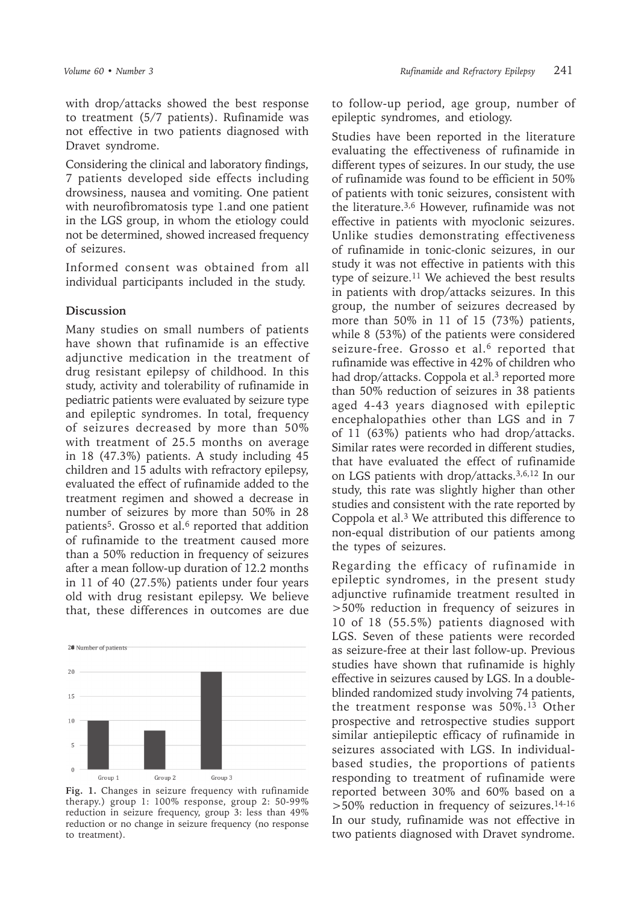with drop/attacks showed the best response to treatment (5/7 patients). Rufinamide was not effective in two patients diagnosed with Dravet syndrome.

Considering the clinical and laboratory findings, 7 patients developed side effects including drowsiness, nausea and vomiting. One patient with neurofibromatosis type 1.and one patient in the LGS group, in whom the etiology could not be determined, showed increased frequency of seizures.

Informed consent was obtained from all individual participants included in the study.

## Discussion

Many studies on small numbers of patients have shown that rufinamide is an effective adjunctive medication in the treatment of drug resistant epilepsy of childhood. In this study, activity and tolerability of rufinamide in pediatric patients were evaluated by seizure type and epileptic syndromes. In total, frequency of seizures decreased by more than 50% with treatment of 25.5 months on average in 18 (47.3%) patients. A study including 45 children and 15 adults with refractory epilepsy, evaluated the effect of rufinamide added to the treatment regimen and showed a decrease in number of seizures by more than 50% in 28 patients[5]. Grosso et al.[6] reported that addition of rufinamide to the treatment caused more than a 50% reduction in frequency of seizures after a mean follow-up duration of 12.2 months in 11 of 40 (27.5%) patients under four years old with drug resistant epilepsy. We believe that, these differences in outcomes are due to follow-up period, age group, number of epileptic syndromes, and etiology.

Fig. 1. Changes in seizure frequency with rufinamide therapy.) group 1: 100% response, group 2: 50-99% reduction in seizure frequency, group 3: less than 49% reduction or no change in seizure frequency (no response to treatment).

Studies have been reported in the literature evaluating the effectiveness of rufinamide in different types of seizures. In our study, the use of rufinamide was found to be efficient in 50% of patients with tonic seizures, consistent with the literature.[3,6] However, rufinamide was not effective in patients with myoclonic seizures. Unlike studies demonstrating effectiveness of rufinamide in tonic-clonic seizures, in our study it was not effective in patients with this type of seizure.[11] We achieved the best results in patients with drop/attacks seizures. In this group, the number of seizures decreased by more than 50% in 11 of 15 (73%) patients, while 8 (53%) of the patients were considered seizure-free. Grosso et al.[6] reported that rufinamide was effective in 42% of children who had drop/attacks. Coppola et al.[3] reported more than 50% reduction of seizures in 38 patients aged 4-43 years diagnosed with epileptic encephalopathies other than LGS and in 7 of 11 (63%) patients who had drop/attacks. Similar rates were recorded in different studies, that have evaluated the effect of rufinamide on LGS patients with drop/attacks.[3,6,12] In our study, this rate was slightly higher than other studies and consistent with the rate reported by Coppola et al.[3] We attributed this difference to non-equal distribution of our patients among the types of seizures.

Regarding the efficacy of rufinamide in epileptic syndromes, in the present study adjunctive rufinamide treatment resulted in >50% reduction in frequency of seizures in 10 of 18 (55.5%) patients diagnosed with LGS. Seven of these patients were recorded as seizure-free at their last follow-up. Previous studies have shown that rufinamide is highly effective in seizures caused by LGS. In a double-blinded randomized study involving 74 patients, the treatment response was 50%.[13] Other prospective and retrospective studies support similar antiepileptic efficacy of rufinamide in seizures associated with LGS. In individual-based studies, the proportions of patients responding to treatment of rufinamide were reported between 30% and 60% based on a >50% reduction in frequency of seizures.[14-16] In our study, rufinamide was not effective in two patients diagnosed with Dravet syndrome.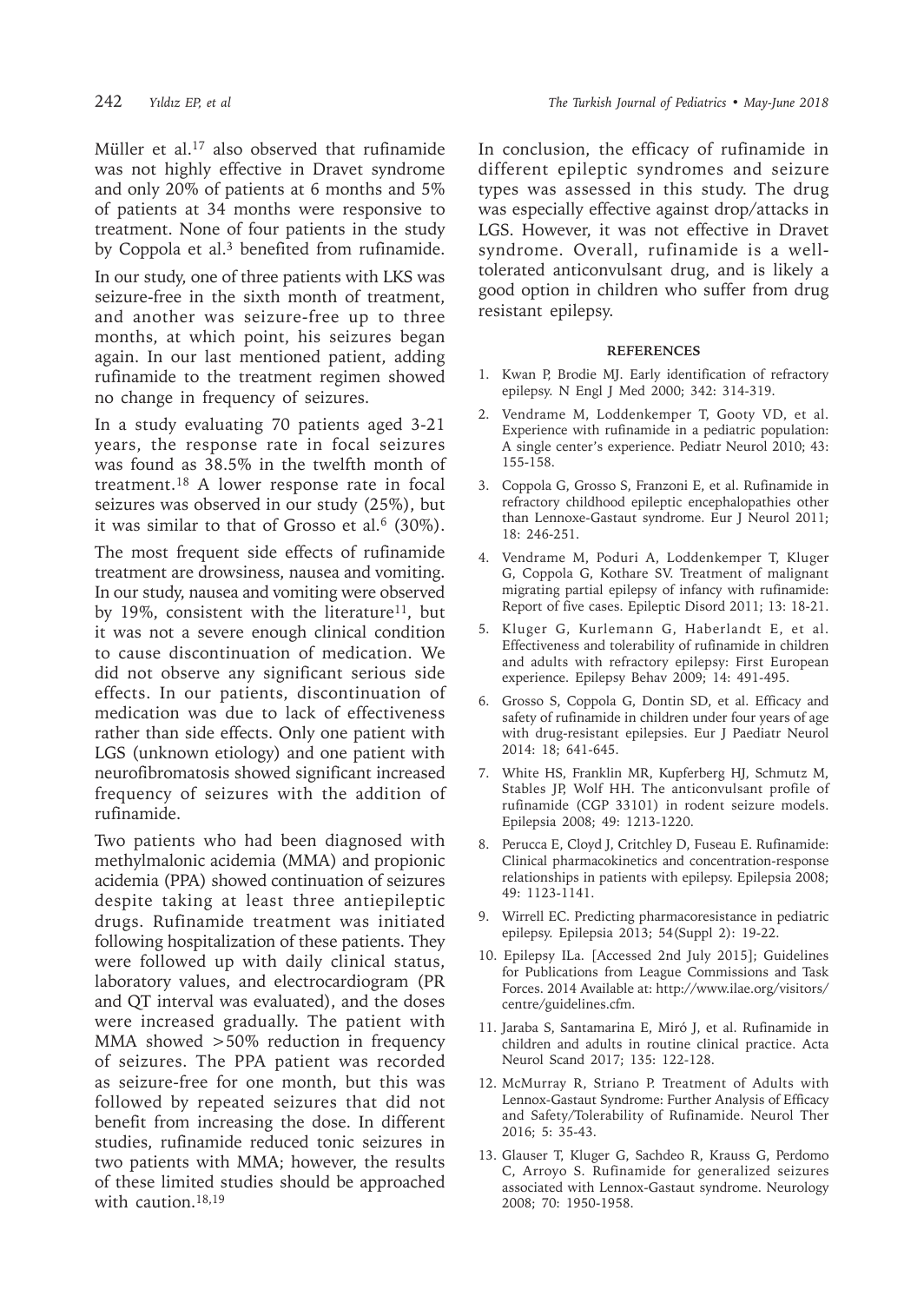Müller et al.[17] also observed that rufinamide was not highly effective in Dravet syndrome and only 20% of patients at 6 months and 5% of patients at 34 months were responsive to treatment. None of four patients in the study by Coppola et al.[3] benefited from rufinamide.

In our study, one of three patients with LKS was seizure-free in the sixth month of treatment, and another was seizure-free up to three months, at which point, his seizures began again. In our last mentioned patient, adding rufinamide to the treatment regimen showed no change in frequency of seizures.

In a study evaluating 70 patients aged 3-21 years, the response rate in focal seizures was found as 38.5% in the twelfth month of treatment.[18] A lower response rate in focal seizures was observed in our study (25%), but it was similar to that of Grosso et al.[6] (30%).

The most frequent side effects of rufinamide treatment are drowsiness, nausea and vomiting. In our study, nausea and vomiting were observed by 19%, consistent with the literature[11], but it was not a severe enough clinical condition to cause discontinuation of medication. We did not observe any significant serious side effects. In our patients, discontinuation of medication was due to lack of effectiveness rather than side effects. Only one patient with LGS (unknown etiology) and one patient with neurofibromatosis showed significant increased frequency of seizures with the addition of rufinamide.

Two patients who had been diagnosed with methylmalonic acidemia (MMA) and propionic acidemia (PPA) showed continuation of seizures despite taking at least three antiepileptic drugs. Rufinamide treatment was initiated following hospitalization of these patients. They were followed up with daily clinical status, laboratory values, and electrocardiogram (PR and QT interval was evaluated), and the doses were increased gradually. The patient with MMA showed >50% reduction in frequency of seizures. The PPA patient was recorded as seizure-free for one month, but this was followed by repeated seizures that did not benefit from increasing the dose. In different studies, rufinamide reduced tonic seizures in two patients with MMA; however, the results of these limited studies should be approached with caution.[18,19]

In conclusion, the efficacy of rufinamide in different epileptic syndromes and seizure types was assessed in this study. The drug was especially effective against drop/attacks in LGS. However, it was not effective in Dravet syndrome. Overall, rufinamide is a well-tolerated anticonvulsant drug, and is likely a good option in children who suffer from drug resistant epilepsy.

## REFERENCES

1. Kwan P, Brodie MJ. Early identification of refractory epilepsy. N Engl J Med 2000; 342: 314-319.
2. Vendrame M, Loddenkemper T, Gooty VD, et al. Experience with rufinamide in a pediatric population: A single center's experience. Pediatr Neurol 2010; 43: 155-158.
3. Coppola G, Grosso S, Franzoni E, et al. Rufinamide in refractory childhood epileptic encephalopathies other than Lennoxe-Gastaut syndrome. Eur J Neurol 2011; 18: 246-251.
4. Vendrame M, Poduri A, Loddenkemper T, Kluger G, Coppola G, Kothare SV. Treatment of malignant migrating partial epilepsy of infancy with rufinamide: Report of five cases. Epileptic Disord 2011; 13: 18-21.
5. Kluger G, Kurlemann G, Haberlandt E, et al. Effectiveness and tolerability of rufinamide in children and adults with refractory epilepsy: First European experience. Epilepsy Behav 2009; 14: 491-495.
6. Grosso S, Coppola G, Dontin SD, et al. Efficacy and safety of rufinamide in children under four years of age with drug-resistant epilepsies. Eur J Paediatr Neurol 2014: 18; 641-645.
7. White HS, Franklin MR, Kupferberg HJ, Schmutz M, Stables JP, Wolf HH. The anticonvulsant profile of rufinamide (CGP 33101) in rodent seizure models. Epilepsia 2008; 49: 1213-1220.
8. Perucca E, Cloyd J, Critchley D, Fuseau E. Rufinamide: Clinical pharmacokinetics and concentration-response relationships in patients with epilepsy. Epilepsia 2008; 49: 1123-1141.
9. Wirrell EC. Predicting pharmacoresistance in pediatric epilepsy. Epilepsia 2013; 54(Suppl 2): 19-22.
10. Epilepsy ILa. [Accessed 2nd July 2015]; Guidelines for Publications from League Commissions and Task Forces. 2014 Available at: http://www.ilae.org/visitors/centre/guidelines.cfm.
11. Jaraba S, Santamarina E, Miró J, et al. Rufinamide in children and adults in routine clinical practice. Acta Neurol Scand 2017; 135: 122-128.
12. McMurray R, Striano P. Treatment of Adults with Lennox-Gastaut Syndrome: Further Analysis of Efficacy and Safety/Tolerability of Rufinamide. Neurol Ther 2016; 5: 35-43.
13. Glauser T, Kluger G, Sachdeo R, Krauss G, Perdomo C, Arroyo S. Rufinamide for generalized seizures associated with Lennox-Gastaut syndrome. Neurology 2008; 70: 1950-1958.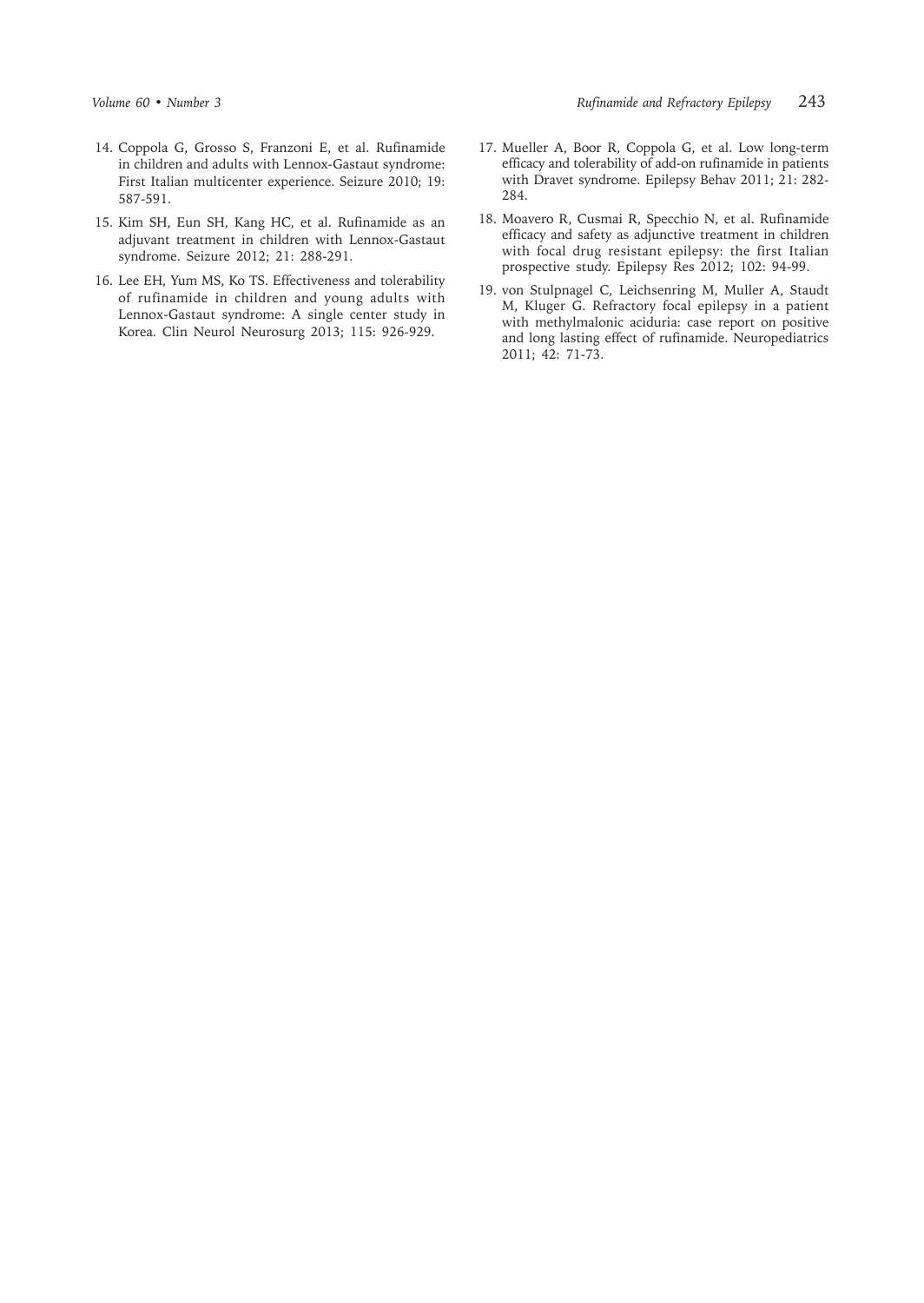14. Coppola G, Grosso S, Franzoni E, et al. Rufinamide in children and adults with Lennox-Gastaut syndrome: First Italian multicenter experience. Seizure 2010; 19: 587-591.
15. Kim SH, Eun SH, Kang HC, et al. Rufinamide as an adjuvant treatment in children with Lennox-Gastaut syndrome. Seizure 2012; 21: 288-291.
16. Lee EH, Yum MS, Ko TS. Effectiveness and tolerability of rufinamide in children and young adults with Lennox-Gastaut syndrome: A single center study in Korea. Clin Neurol Neurosurg 2013; 115: 926-929.
17. Mueller A, Boor R, Coppola G, et al. Low long-term efficacy and tolerability of add-on rufinamide in patients with Dravet syndrome. Epilepsy Behav 2011; 21: 282-284.
18. Moavero R, Cusmai R, Specchio N, et al. Rufinamide efficacy and safety as adjunctive treatment in children with focal drug resistant epilepsy: the first Italian prospective study. Epilepsy Res 2012; 102: 94-99.
19. von Stulpnagel C, Leichsenring M, Muller A, Staudt M, Kluger G. Refractory focal epilepsy in a patient with methylmalonic aciduria: case report on positive and long lasting effect of rufinamide. Neuropediatrics 2011; 42: 71-73.